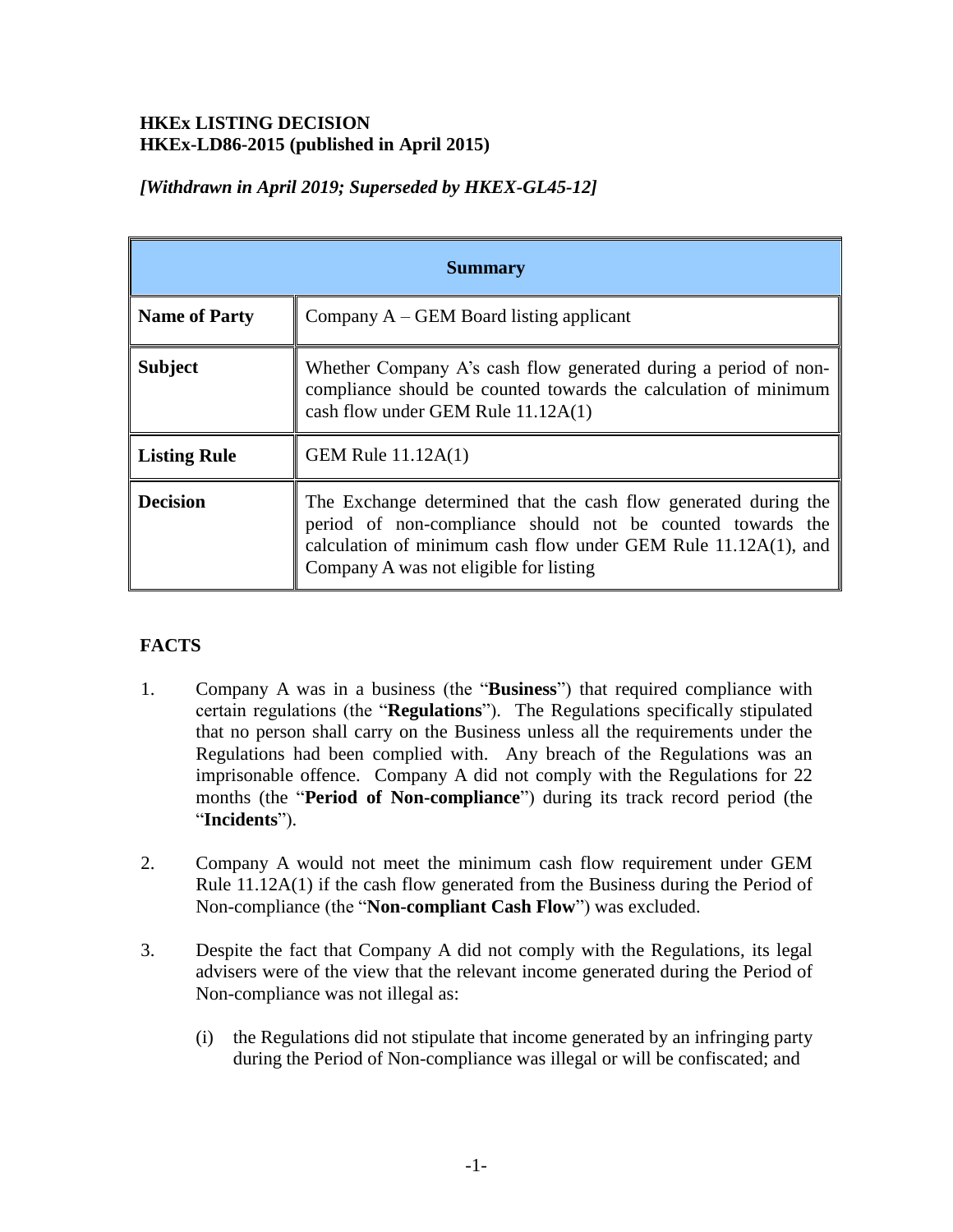**HKEx LISTING DECISION**
**HKEx-LD86-2015 (published in April 2015)**

*[Withdrawn in April 2019; Superseded by HKEX-GL45-12]*

| **Summary** | |
|---|---|
| **Name of Party** | Company A – GEM Board listing applicant |
| **Subject** | Whether Company A's cash flow generated during a period of non-compliance should be counted towards the calculation of minimum cash flow under GEM Rule 11.12A(1) |
| **Listing Rule** | GEM Rule 11.12A(1) |
| **Decision** | The Exchange determined that the cash flow generated during the period of non-compliance should not be counted towards the calculation of minimum cash flow under GEM Rule 11.12A(1), and Company A was not eligible for listing |

## FACTS

1. Company A was in a business (the "**Business**") that required compliance with certain regulations (the "**Regulations**"). The Regulations specifically stipulated that no person shall carry on the Business unless all the requirements under the Regulations had been complied with. Any breach of the Regulations was an imprisonable offence. Company A did not comply with the Regulations for 22 months (the "**Period of Non-compliance**") during its track record period (the "**Incidents**").

2. Company A would not meet the minimum cash flow requirement under GEM Rule 11.12A(1) if the cash flow generated from the Business during the Period of Non-compliance (the "**Non-compliant Cash Flow**") was excluded.

3. Despite the fact that Company A did not comply with the Regulations, its legal advisers were of the view that the relevant income generated during the Period of Non-compliance was not illegal as:

   (i) the Regulations did not stipulate that income generated by an infringing party during the Period of Non-compliance was illegal or will be confiscated; and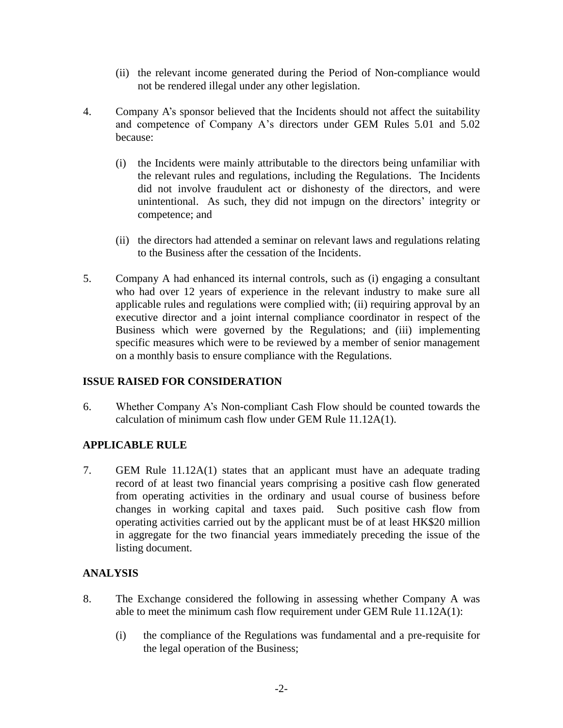(ii) the relevant income generated during the Period of Non-compliance would not be rendered illegal under any other legislation.

4. Company A's sponsor believed that the Incidents should not affect the suitability and competence of Company A's directors under GEM Rules 5.01 and 5.02 because:

   (i) the Incidents were mainly attributable to the directors being unfamiliar with the relevant rules and regulations, including the Regulations. The Incidents did not involve fraudulent act or dishonesty of the directors, and were unintentional. As such, they did not impugn on the directors' integrity or competence; and

   (ii) the directors had attended a seminar on relevant laws and regulations relating to the Business after the cessation of the Incidents.

5. Company A had enhanced its internal controls, such as (i) engaging a consultant who had over 12 years of experience in the relevant industry to make sure all applicable rules and regulations were complied with; (ii) requiring approval by an executive director and a joint internal compliance coordinator in respect of the Business which were governed by the Regulations; and (iii) implementing specific measures which were to be reviewed by a member of senior management on a monthly basis to ensure compliance with the Regulations.

## ISSUE RAISED FOR CONSIDERATION

6. Whether Company A's Non-compliant Cash Flow should be counted towards the calculation of minimum cash flow under GEM Rule 11.12A(1).

## APPLICABLE RULE

7. GEM Rule 11.12A(1) states that an applicant must have an adequate trading record of at least two financial years comprising a positive cash flow generated from operating activities in the ordinary and usual course of business before changes in working capital and taxes paid. Such positive cash flow from operating activities carried out by the applicant must be of at least HK$20 million in aggregate for the two financial years immediately preceding the issue of the listing document.

## ANALYSIS

8. The Exchange considered the following in assessing whether Company A was able to meet the minimum cash flow requirement under GEM Rule 11.12A(1):

   (i) the compliance of the Regulations was fundamental and a pre-requisite for the legal operation of the Business;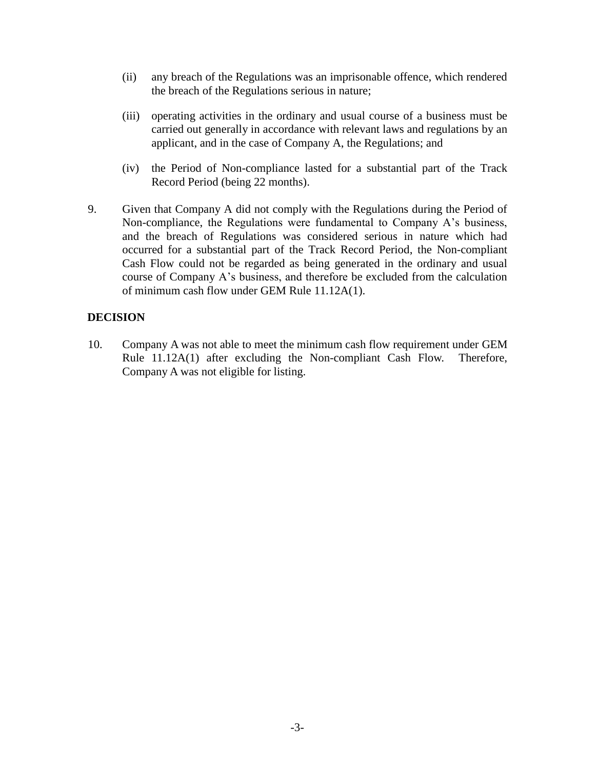(ii) any breach of the Regulations was an imprisonable offence, which rendered the breach of the Regulations serious in nature;

(iii) operating activities in the ordinary and usual course of a business must be carried out generally in accordance with relevant laws and regulations by an applicant, and in the case of Company A, the Regulations; and

(iv) the Period of Non-compliance lasted for a substantial part of the Track Record Period (being 22 months).

9. Given that Company A did not comply with the Regulations during the Period of Non-compliance, the Regulations were fundamental to Company A's business, and the breach of Regulations was considered serious in nature which had occurred for a substantial part of the Track Record Period, the Non-compliant Cash Flow could not be regarded as being generated in the ordinary and usual course of Company A's business, and therefore be excluded from the calculation of minimum cash flow under GEM Rule 11.12A(1).

## DECISION

10. Company A was not able to meet the minimum cash flow requirement under GEM Rule 11.12A(1) after excluding the Non-compliant Cash Flow. Therefore, Company A was not eligible for listing.